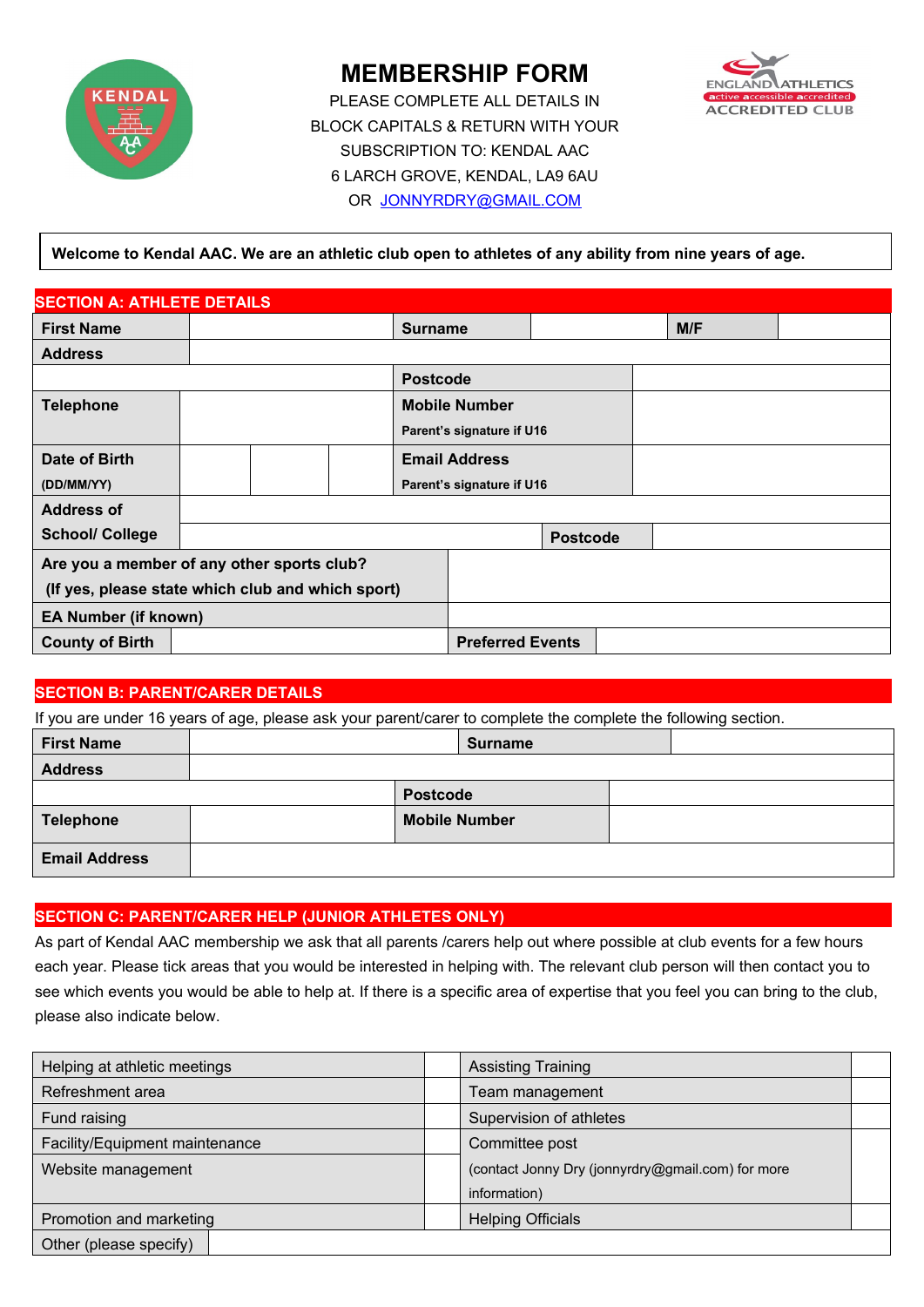# MEMBERSHIP FORM

PLEASE COMPLETE ALL DETAILS IN BLOCK CAPITALS & RETURN WITH YOUR SUBSCRIPTION TO: KENDAL AAC
6 LARCH GROVE, KENDAL, LA9 6AU
OR JONNYRDRY@GMAIL.COM

**Welcome to Kendal AAC. We are an athletic club open to athletes of any ability from nine years of age.**

## SECTION A: ATHLETE DETAILS

| | | | | | |
|---|---|---|---|---|---|
| **First Name** | | **Surname** | | **M/F** | |
| **Address** | | | | | |
| | | **Postcode** | | | |
| **Telephone** | | **Mobile Number**<br>**Parent's signature if U16** | | | |
| **Date of Birth**<br>**(DD/MM/YY)** | &#124; &#124; | **Email Address**<br>**Parent's signature if U16** | | | |
| **Address of School/ College** | | | | | |
| | | | **Postcode** | | |
| **Are you a member of any other sports club?**<br>**(If yes, please state which club and which sport)** | | | | | |
| **EA Number (if known)** | | | | | |
| **County of Birth** | | **Preferred Events** | | | |

## SECTION B: PARENT/CARER DETAILS

If you are under 16 years of age, please ask your parent/carer to complete the complete the following section.

| | | | |
|---|---|---|---|
| **First Name** | | **Surname** | |
| **Address** | | | |
| | | **Postcode** | |
| **Telephone** | | **Mobile Number** | |
| **Email Address** | | | |

## SECTION C: PARENT/CARER HELP (JUNIOR ATHLETES ONLY)

As part of Kendal AAC membership we ask that all parents /carers help out where possible at club events for a few hours each year. Please tick areas that you would be interested in helping with. The relevant club person will then contact you to see which events you would be able to help at. If there is a specific area of expertise that you feel you can bring to the club, please also indicate below.

| | | | |
|---|---|---|---|
| Helping at athletic meetings | | Assisting Training | |
| Refreshment area | | Team management | |
| Fund raising | | Supervision of athletes | |
| Facility/Equipment maintenance | | Committee post | |
| Website management | | (contact Jonny Dry (jonnyrdry@gmail.com) for more information) | |
| Promotion and marketing | | Helping Officials | |
| Other (please specify) | | | |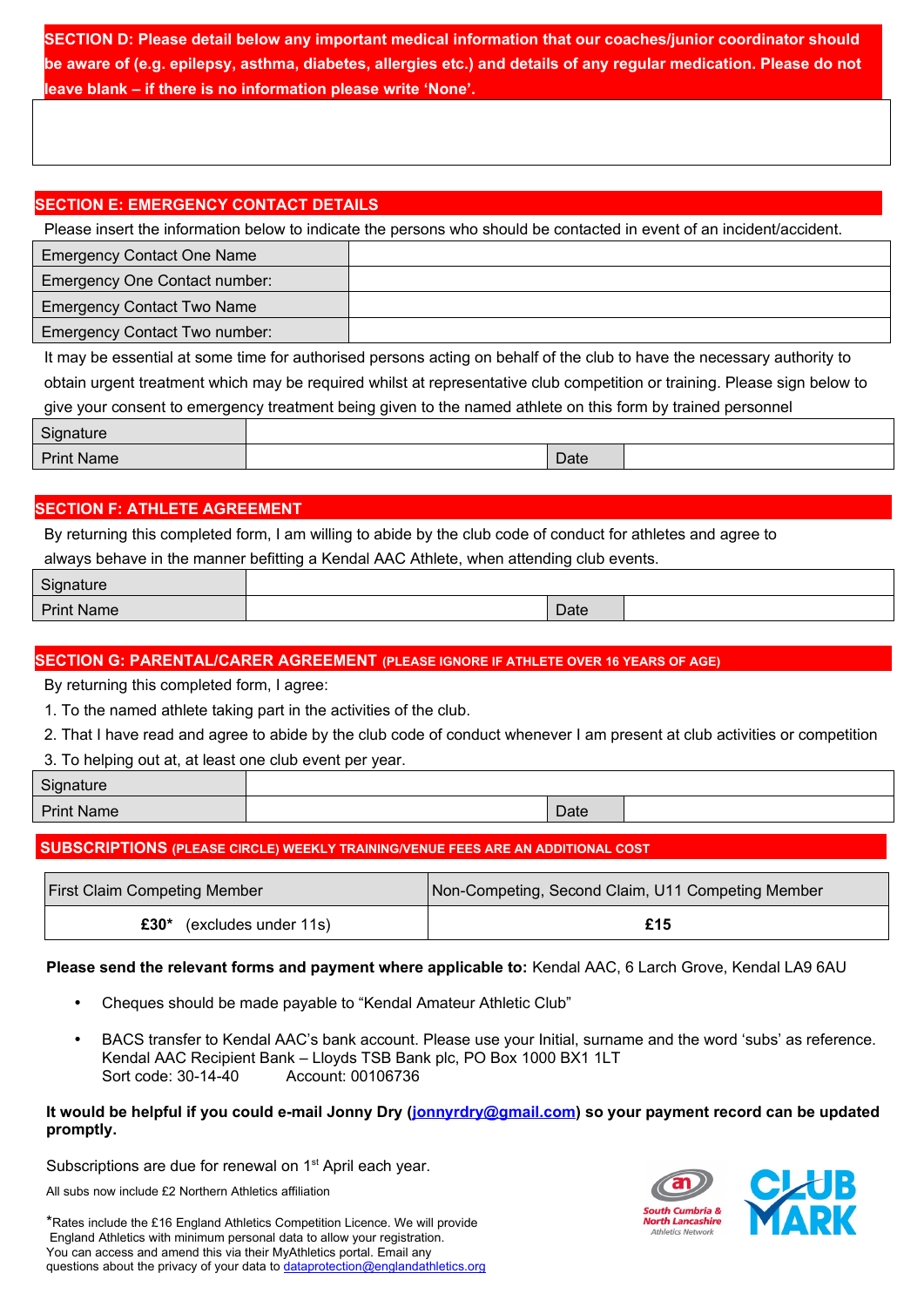**SECTION D: Please detail below any important medical information that our coaches/junior coordinator should be aware of (e.g. epilepsy, asthma, diabetes, allergies etc.) and details of any regular medication. Please do not leave blank – if there is no information please write 'None'.**

| |
|---|
| |

## SECTION E: EMERGENCY CONTACT DETAILS

Please insert the information below to indicate the persons who should be contacted in event of an incident/accident.

| | |
|---|---|
| Emergency Contact One Name | |
| Emergency One Contact number: | |
| Emergency Contact Two Name | |
| Emergency Contact Two number: | |

It may be essential at some time for authorised persons acting on behalf of the club to have the necessary authority to obtain urgent treatment which may be required whilst at representative club competition or training. Please sign below to give your consent to emergency treatment being given to the named athlete on this form by trained personnel

| | | | |
|---|---|---|---|
| Signature | | | |
| Print Name | | Date | |

## SECTION F: ATHLETE AGREEMENT

By returning this completed form, I am willing to abide by the club code of conduct for athletes and agree to always behave in the manner befitting a Kendal AAC Athlete, when attending club events.

| | | | |
|---|---|---|---|
| Signature | | | |
| Print Name | | Date | |

## SECTION G: PARENTAL/CARER AGREEMENT (PLEASE IGNORE IF ATHLETE OVER 16 YEARS OF AGE)

By returning this completed form, I agree:

1. To the named athlete taking part in the activities of the club.
2. That I have read and agree to abide by the club code of conduct whenever I am present at club activities or competition
3. To helping out at, at least one club event per year.

| | | | |
|---|---|---|---|
| Signature | | | |
| Print Name | | Date | |

## SUBSCRIPTIONS (PLEASE CIRCLE) WEEKLY TRAINING/VENUE FEES ARE AN ADDITIONAL COST

| First Claim Competing Member | Non-Competing, Second Claim, U11 Competing Member |
|---|---|
| **£30*** (excludes under 11s) | **£15** |

**Please send the relevant forms and payment where applicable to:** Kendal AAC, 6 Larch Grove, Kendal LA9 6AU

- Cheques should be made payable to "Kendal Amateur Athletic Club"
- BACS transfer to Kendal AAC's bank account. Please use your Initial, surname and the word 'subs' as reference.
  Kendal AAC Recipient Bank – Lloyds TSB Bank plc, PO Box 1000 BX1 1LT
  Sort code: 30-14-40 Account: 00106736

**It would be helpful if you could e-mail Jonny Dry (jonnyrdry@gmail.com) so your payment record can be updated promptly.**

Subscriptions are due for renewal on 1st April each year.

All subs now include £2 Northern Athletics affiliation

*Rates include the £16 England Athletics Competition Licence. We will provide England Athletics with minimum personal data to allow your registration. You can access and amend this via their MyAthletics portal. Email any questions about the privacy of your data to dataprotection@englandathletics.org

South Cumbria & North Lancashire Athletics Network

CLUB MARK